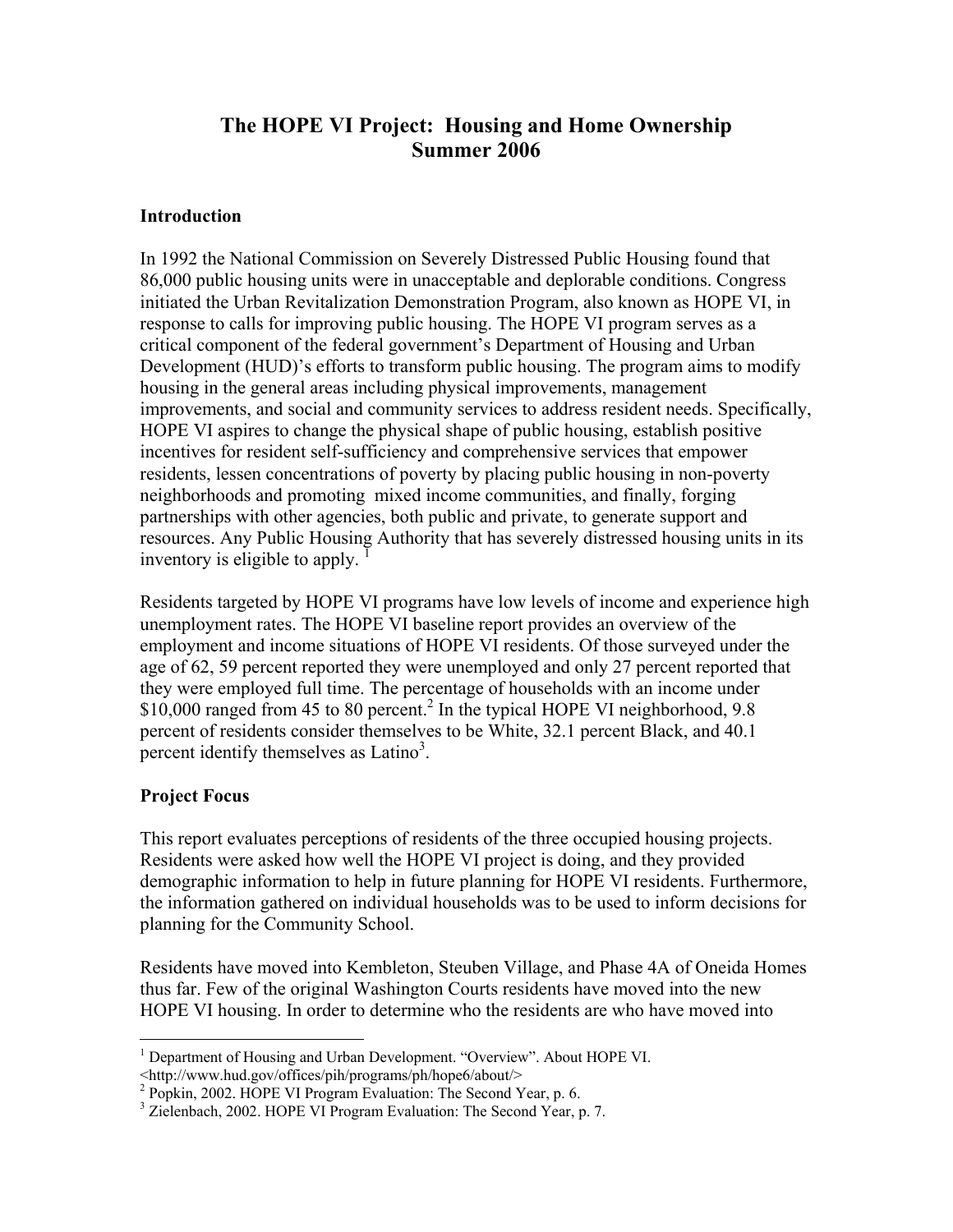# The HOPE VI Project: Housing and Home Ownership
# Summer 2006

## Introduction

In 1992 the National Commission on Severely Distressed Public Housing found that 86,000 public housing units were in unacceptable and deplorable conditions. Congress initiated the Urban Revitalization Demonstration Program, also known as HOPE VI, in response to calls for improving public housing. The HOPE VI program serves as a critical component of the federal government's Department of Housing and Urban Development (HUD)'s efforts to transform public housing. The program aims to modify housing in the general areas including physical improvements, management improvements, and social and community services to address resident needs. Specifically, HOPE VI aspires to change the physical shape of public housing, establish positive incentives for resident self-sufficiency and comprehensive services that empower residents, lessen concentrations of poverty by placing public housing in non-poverty neighborhoods and promoting mixed income communities, and finally, forging partnerships with other agencies, both public and private, to generate support and resources. Any Public Housing Authority that has severely distressed housing units in its inventory is eligible to apply. [1]

Residents targeted by HOPE VI programs have low levels of income and experience high unemployment rates. The HOPE VI baseline report provides an overview of the employment and income situations of HOPE VI residents. Of those surveyed under the age of 62, 59 percent reported they were unemployed and only 27 percent reported that they were employed full time. The percentage of households with an income under $10,000 ranged from 45 to 80 percent.[2] In the typical HOPE VI neighborhood, 9.8 percent of residents consider themselves to be White, 32.1 percent Black, and 40.1 percent identify themselves as Latino[3].

## Project Focus

This report evaluates perceptions of residents of the three occupied housing projects. Residents were asked how well the HOPE VI project is doing, and they provided demographic information to help in future planning for HOPE VI residents. Furthermore, the information gathered on individual households was to be used to inform decisions for planning for the Community School.

Residents have moved into Kembleton, Steuben Village, and Phase 4A of Oneida Homes thus far. Few of the original Washington Courts residents have moved into the new HOPE VI housing. In order to determine who the residents are who have moved into

---

[1] Department of Housing and Urban Development. "Overview". About HOPE VI. <http://www.hud.gov/offices/pih/programs/ph/hope6/about/>

[2] Popkin, 2002. HOPE VI Program Evaluation: The Second Year, p. 6.

[3] Zielenbach, 2002. HOPE VI Program Evaluation: The Second Year, p. 7.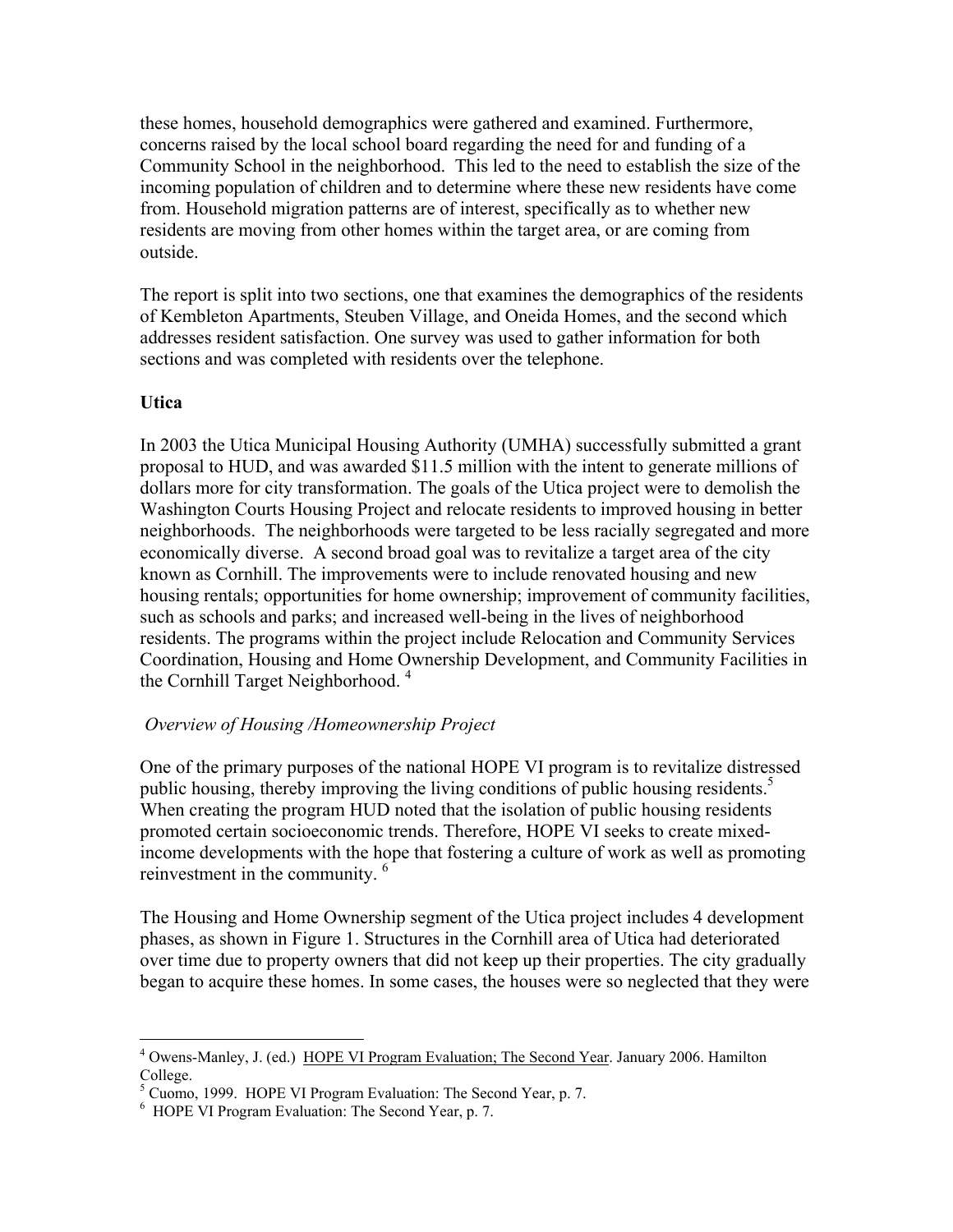these homes, household demographics were gathered and examined. Furthermore, concerns raised by the local school board regarding the need for and funding of a Community School in the neighborhood. This led to the need to establish the size of the incoming population of children and to determine where these new residents have come from. Household migration patterns are of interest, specifically as to whether new residents are moving from other homes within the target area, or are coming from outside.

The report is split into two sections, one that examines the demographics of the residents of Kembleton Apartments, Steuben Village, and Oneida Homes, and the second which addresses resident satisfaction. One survey was used to gather information for both sections and was completed with residents over the telephone.

**Utica**

In 2003 the Utica Municipal Housing Authority (UMHA) successfully submitted a grant proposal to HUD, and was awarded $11.5 million with the intent to generate millions of dollars more for city transformation. The goals of the Utica project were to demolish the Washington Courts Housing Project and relocate residents to improved housing in better neighborhoods. The neighborhoods were targeted to be less racially segregated and more economically diverse. A second broad goal was to revitalize a target area of the city known as Cornhill. The improvements were to include renovated housing and new housing rentals; opportunities for home ownership; improvement of community facilities, such as schools and parks; and increased well-being in the lives of neighborhood residents. The programs within the project include Relocation and Community Services Coordination, Housing and Home Ownership Development, and Community Facilities in the Cornhill Target Neighborhood. [4]

*Overview of Housing /Homeownership Project*

One of the primary purposes of the national HOPE VI program is to revitalize distressed public housing, thereby improving the living conditions of public housing residents.[5] When creating the program HUD noted that the isolation of public housing residents promoted certain socioeconomic trends. Therefore, HOPE VI seeks to create mixed-income developments with the hope that fostering a culture of work as well as promoting reinvestment in the community. [6]

The Housing and Home Ownership segment of the Utica project includes 4 development phases, as shown in Figure 1. Structures in the Cornhill area of Utica had deteriorated over time due to property owners that did not keep up their properties. The city gradually began to acquire these homes. In some cases, the houses were so neglected that they were

---

[4] Owens-Manley, J. (ed.) HOPE VI Program Evaluation; The Second Year. January 2006. Hamilton College.

[5] Cuomo, 1999. HOPE VI Program Evaluation: The Second Year, p. 7.

[6] HOPE VI Program Evaluation: The Second Year, p. 7.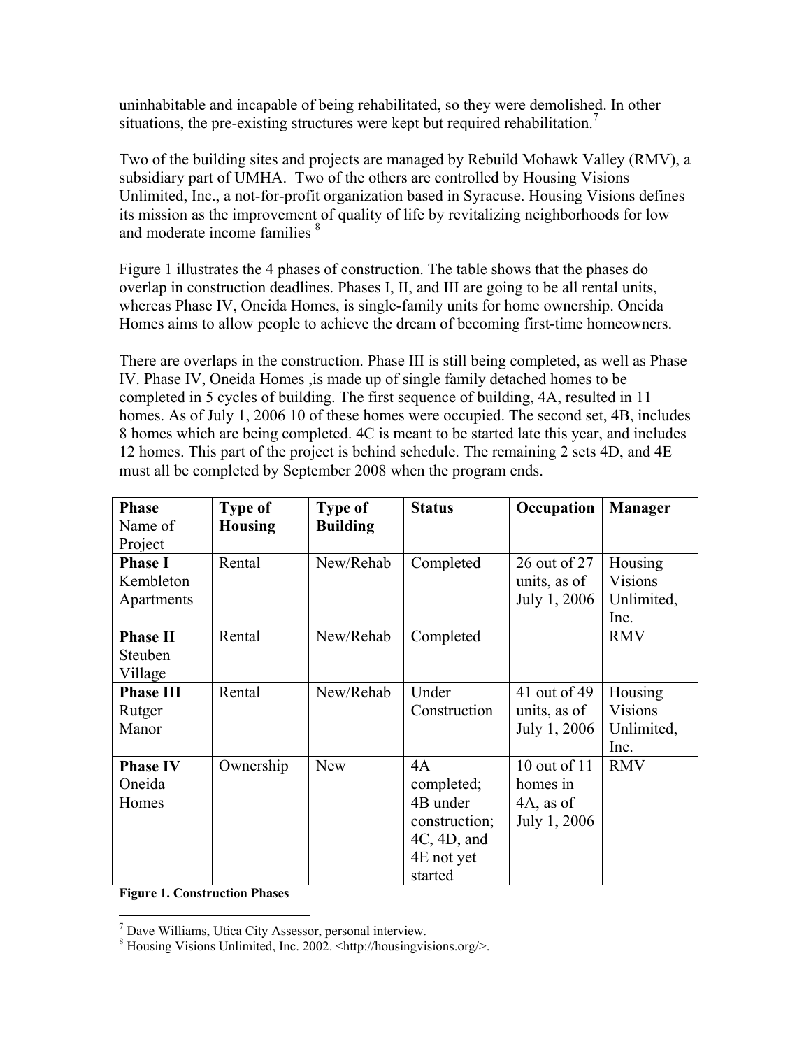uninhabitable and incapable of being rehabilitated, so they were demolished. In other situations, the pre-existing structures were kept but required rehabilitation.[7]

Two of the building sites and projects are managed by Rebuild Mohawk Valley (RMV), a subsidiary part of UMHA. Two of the others are controlled by Housing Visions Unlimited, Inc., a not-for-profit organization based in Syracuse. Housing Visions defines its mission as the improvement of quality of life by revitalizing neighborhoods for low and moderate income families [8]

Figure 1 illustrates the 4 phases of construction. The table shows that the phases do overlap in construction deadlines. Phases I, II, and III are going to be all rental units, whereas Phase IV, Oneida Homes, is single-family units for home ownership. Oneida Homes aims to allow people to achieve the dream of becoming first-time homeowners.

There are overlaps in the construction. Phase III is still being completed, as well as Phase IV. Phase IV, Oneida Homes ,is made up of single family detached homes to be completed in 5 cycles of building. The first sequence of building, 4A, resulted in 11 homes. As of July 1, 2006 10 of these homes were occupied. The second set, 4B, includes 8 homes which are being completed. 4C is meant to be started late this year, and includes 12 homes. This part of the project is behind schedule. The remaining 2 sets 4D, and 4E must all be completed by September 2008 when the program ends.

| **Phase** Name of Project | **Type of Housing** | **Type of Building** | **Status** | **Occupation** | **Manager** |
|---|---|---|---|---|---|
| **Phase I** Kembleton Apartments | Rental | New/Rehab | Completed | 26 out of 27 units, as of July 1, 2006 | Housing Visions Unlimited, Inc. |
| **Phase II** Steuben Village | Rental | New/Rehab | Completed | | RMV |
| **Phase III** Rutger Manor | Rental | New/Rehab | Under Construction | 41 out of 49 units, as of July 1, 2006 | Housing Visions Unlimited, Inc. |
| **Phase IV** Oneida Homes | Ownership | New | 4A completed; 4B under construction; 4C, 4D, and 4E not yet started | 10 out of 11 homes in 4A, as of July 1, 2006 | RMV |

**Figure 1. Construction Phases**

[7] Dave Williams, Utica City Assessor, personal interview.
[8] Housing Visions Unlimited, Inc. 2002. <http://housingvisions.org/>.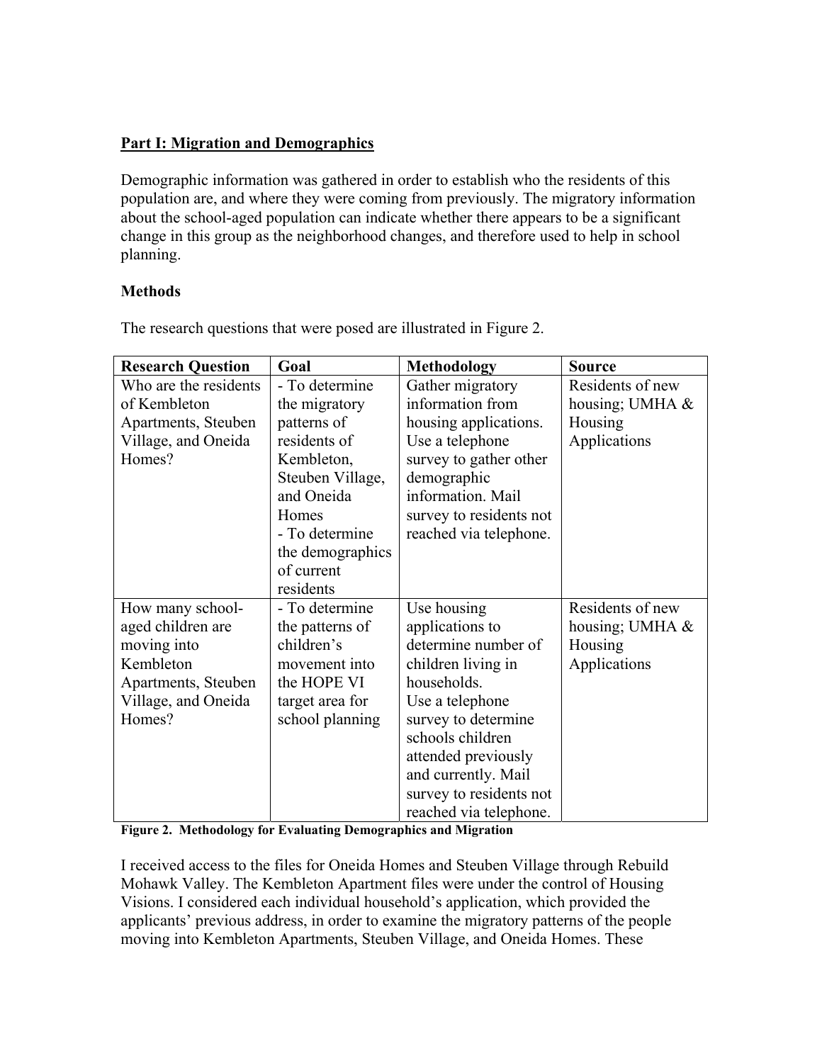**Part I: Migration and Demographics**

Demographic information was gathered in order to establish who the residents of this population are, and where they were coming from previously. The migratory information about the school-aged population can indicate whether there appears to be a significant change in this group as the neighborhood changes, and therefore used to help in school planning.

**Methods**

The research questions that were posed are illustrated in Figure 2.

| **Research Question** | **Goal** | **Methodology** | **Source** |
|---|---|---|---|
| Who are the residents of Kembleton Apartments, Steuben Village, and Oneida Homes? | - To determine the migratory patterns of residents of Kembleton, Steuben Village, and Oneida Homes<br>- To determine the demographics of current residents | Gather migratory information from housing applications. Use a telephone survey to gather other demographic information. Mail survey to residents not reached via telephone. | Residents of new housing; UMHA & Housing Applications |
| How many school-aged children are moving into Kembleton Apartments, Steuben Village, and Oneida Homes? | - To determine the patterns of children's movement into the HOPE VI target area for school planning | Use housing applications to determine number of children living in households.<br>Use a telephone survey to determine schools children attended previously and currently. Mail survey to residents not reached via telephone. | Residents of new housing; UMHA & Housing Applications |

**Figure 2. Methodology for Evaluating Demographics and Migration**

I received access to the files for Oneida Homes and Steuben Village through Rebuild Mohawk Valley. The Kembleton Apartment files were under the control of Housing Visions. I considered each individual household's application, which provided the applicants' previous address, in order to examine the migratory patterns of the people moving into Kembleton Apartments, Steuben Village, and Oneida Homes. These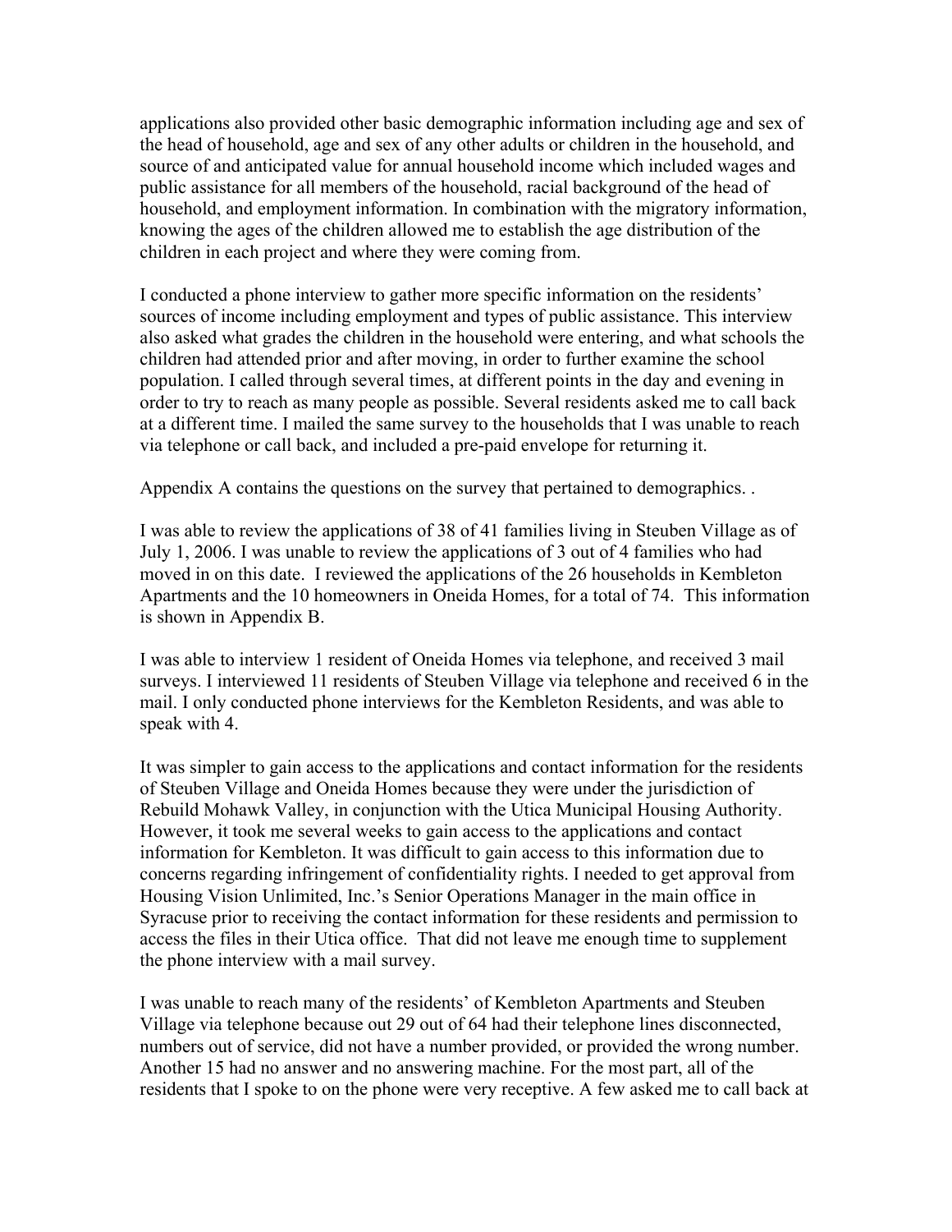applications also provided other basic demographic information including age and sex of the head of household, age and sex of any other adults or children in the household, and source of and anticipated value for annual household income which included wages and public assistance for all members of the household, racial background of the head of household, and employment information. In combination with the migratory information, knowing the ages of the children allowed me to establish the age distribution of the children in each project and where they were coming from.

I conducted a phone interview to gather more specific information on the residents' sources of income including employment and types of public assistance. This interview also asked what grades the children in the household were entering, and what schools the children had attended prior and after moving, in order to further examine the school population. I called through several times, at different points in the day and evening in order to try to reach as many people as possible. Several residents asked me to call back at a different time. I mailed the same survey to the households that I was unable to reach via telephone or call back, and included a pre-paid envelope for returning it.

Appendix A contains the questions on the survey that pertained to demographics. .

I was able to review the applications of 38 of 41 families living in Steuben Village as of July 1, 2006. I was unable to review the applications of 3 out of 4 families who had moved in on this date. I reviewed the applications of the 26 households in Kembleton Apartments and the 10 homeowners in Oneida Homes, for a total of 74. This information is shown in Appendix B.

I was able to interview 1 resident of Oneida Homes via telephone, and received 3 mail surveys. I interviewed 11 residents of Steuben Village via telephone and received 6 in the mail. I only conducted phone interviews for the Kembleton Residents, and was able to speak with 4.

It was simpler to gain access to the applications and contact information for the residents of Steuben Village and Oneida Homes because they were under the jurisdiction of Rebuild Mohawk Valley, in conjunction with the Utica Municipal Housing Authority. However, it took me several weeks to gain access to the applications and contact information for Kembleton. It was difficult to gain access to this information due to concerns regarding infringement of confidentiality rights. I needed to get approval from Housing Vision Unlimited, Inc.'s Senior Operations Manager in the main office in Syracuse prior to receiving the contact information for these residents and permission to access the files in their Utica office. That did not leave me enough time to supplement the phone interview with a mail survey.

I was unable to reach many of the residents' of Kembleton Apartments and Steuben Village via telephone because out 29 out of 64 had their telephone lines disconnected, numbers out of service, did not have a number provided, or provided the wrong number. Another 15 had no answer and no answering machine. For the most part, all of the residents that I spoke to on the phone were very receptive. A few asked me to call back at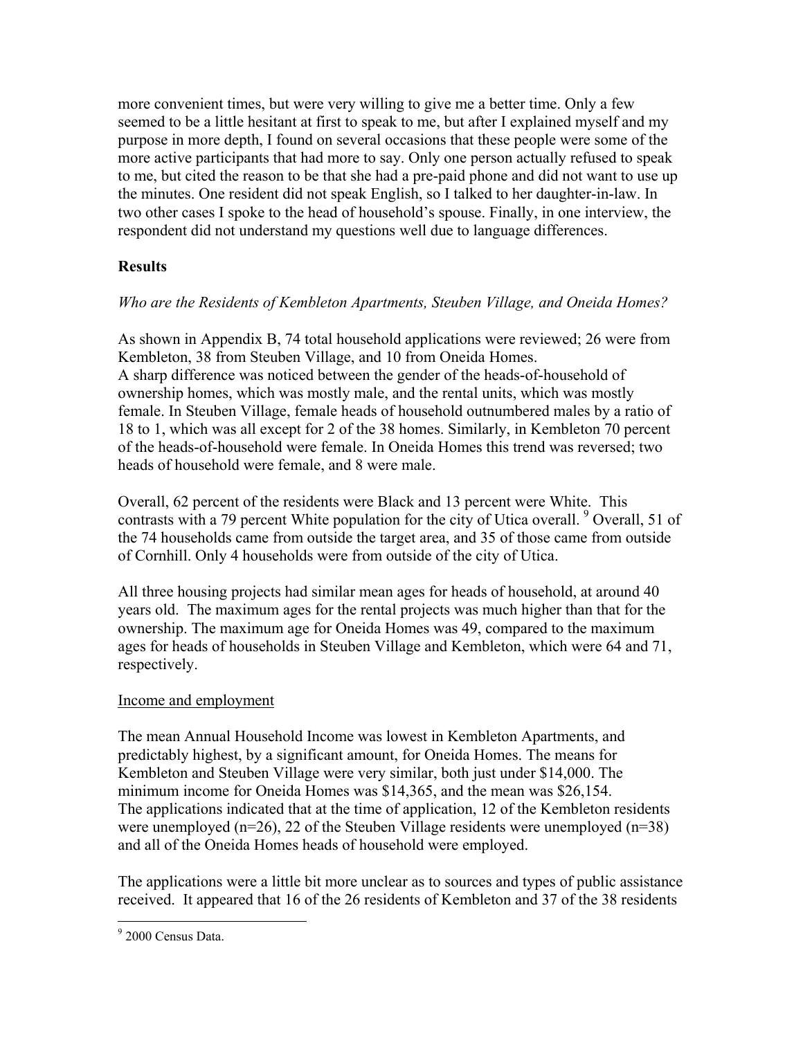more convenient times, but were very willing to give me a better time. Only a few seemed to be a little hesitant at first to speak to me, but after I explained myself and my purpose in more depth, I found on several occasions that these people were some of the more active participants that had more to say. Only one person actually refused to speak to me, but cited the reason to be that she had a pre-paid phone and did not want to use up the minutes. One resident did not speak English, so I talked to her daughter-in-law. In two other cases I spoke to the head of household's spouse. Finally, in one interview, the respondent did not understand my questions well due to language differences.

## Results

*Who are the Residents of Kembleton Apartments, Steuben Village, and Oneida Homes?*

As shown in Appendix B, 74 total household applications were reviewed; 26 were from Kembleton, 38 from Steuben Village, and 10 from Oneida Homes.
A sharp difference was noticed between the gender of the heads-of-household of ownership homes, which was mostly male, and the rental units, which was mostly female. In Steuben Village, female heads of household outnumbered males by a ratio of 18 to 1, which was all except for 2 of the 38 homes. Similarly, in Kembleton 70 percent of the heads-of-household were female. In Oneida Homes this trend was reversed; two heads of household were female, and 8 were male.

Overall, 62 percent of the residents were Black and 13 percent were White. This contrasts with a 79 percent White population for the city of Utica overall.[9] Overall, 51 of the 74 households came from outside the target area, and 35 of those came from outside of Cornhill. Only 4 households were from outside of the city of Utica.

All three housing projects had similar mean ages for heads of household, at around 40 years old. The maximum ages for the rental projects was much higher than that for the ownership. The maximum age for Oneida Homes was 49, compared to the maximum ages for heads of households in Steuben Village and Kembleton, which were 64 and 71, respectively.

Income and employment

The mean Annual Household Income was lowest in Kembleton Apartments, and predictably highest, by a significant amount, for Oneida Homes. The means for Kembleton and Steuben Village were very similar, both just under $14,000. The minimum income for Oneida Homes was $14,365, and the mean was $26,154.
The applications indicated that at the time of application, 12 of the Kembleton residents were unemployed (n=26), 22 of the Steuben Village residents were unemployed (n=38) and all of the Oneida Homes heads of household were employed.

The applications were a little bit more unclear as to sources and types of public assistance received. It appeared that 16 of the 26 residents of Kembleton and 37 of the 38 residents

[9] 2000 Census Data.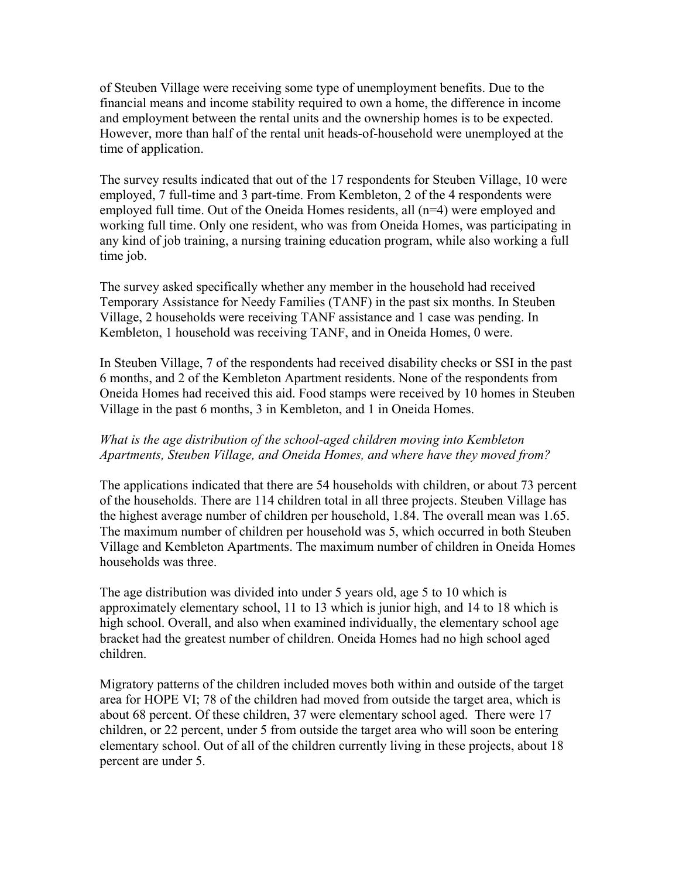of Steuben Village were receiving some type of unemployment benefits. Due to the financial means and income stability required to own a home, the difference in income and employment between the rental units and the ownership homes is to be expected. However, more than half of the rental unit heads-of-household were unemployed at the time of application.

The survey results indicated that out of the 17 respondents for Steuben Village, 10 were employed, 7 full-time and 3 part-time. From Kembleton, 2 of the 4 respondents were employed full time. Out of the Oneida Homes residents, all (n=4) were employed and working full time. Only one resident, who was from Oneida Homes, was participating in any kind of job training, a nursing training education program, while also working a full time job.

The survey asked specifically whether any member in the household had received Temporary Assistance for Needy Families (TANF) in the past six months. In Steuben Village, 2 households were receiving TANF assistance and 1 case was pending. In Kembleton, 1 household was receiving TANF, and in Oneida Homes, 0 were.

In Steuben Village, 7 of the respondents had received disability checks or SSI in the past 6 months, and 2 of the Kembleton Apartment residents. None of the respondents from Oneida Homes had received this aid. Food stamps were received by 10 homes in Steuben Village in the past 6 months, 3 in Kembleton, and 1 in Oneida Homes.

*What is the age distribution of the school-aged children moving into Kembleton Apartments, Steuben Village, and Oneida Homes, and where have they moved from?*

The applications indicated that there are 54 households with children, or about 73 percent of the households. There are 114 children total in all three projects. Steuben Village has the highest average number of children per household, 1.84. The overall mean was 1.65. The maximum number of children per household was 5, which occurred in both Steuben Village and Kembleton Apartments. The maximum number of children in Oneida Homes households was three.

The age distribution was divided into under 5 years old, age 5 to 10 which is approximately elementary school, 11 to 13 which is junior high, and 14 to 18 which is high school. Overall, and also when examined individually, the elementary school age bracket had the greatest number of children. Oneida Homes had no high school aged children.

Migratory patterns of the children included moves both within and outside of the target area for HOPE VI; 78 of the children had moved from outside the target area, which is about 68 percent. Of these children, 37 were elementary school aged. There were 17 children, or 22 percent, under 5 from outside the target area who will soon be entering elementary school. Out of all of the children currently living in these projects, about 18 percent are under 5.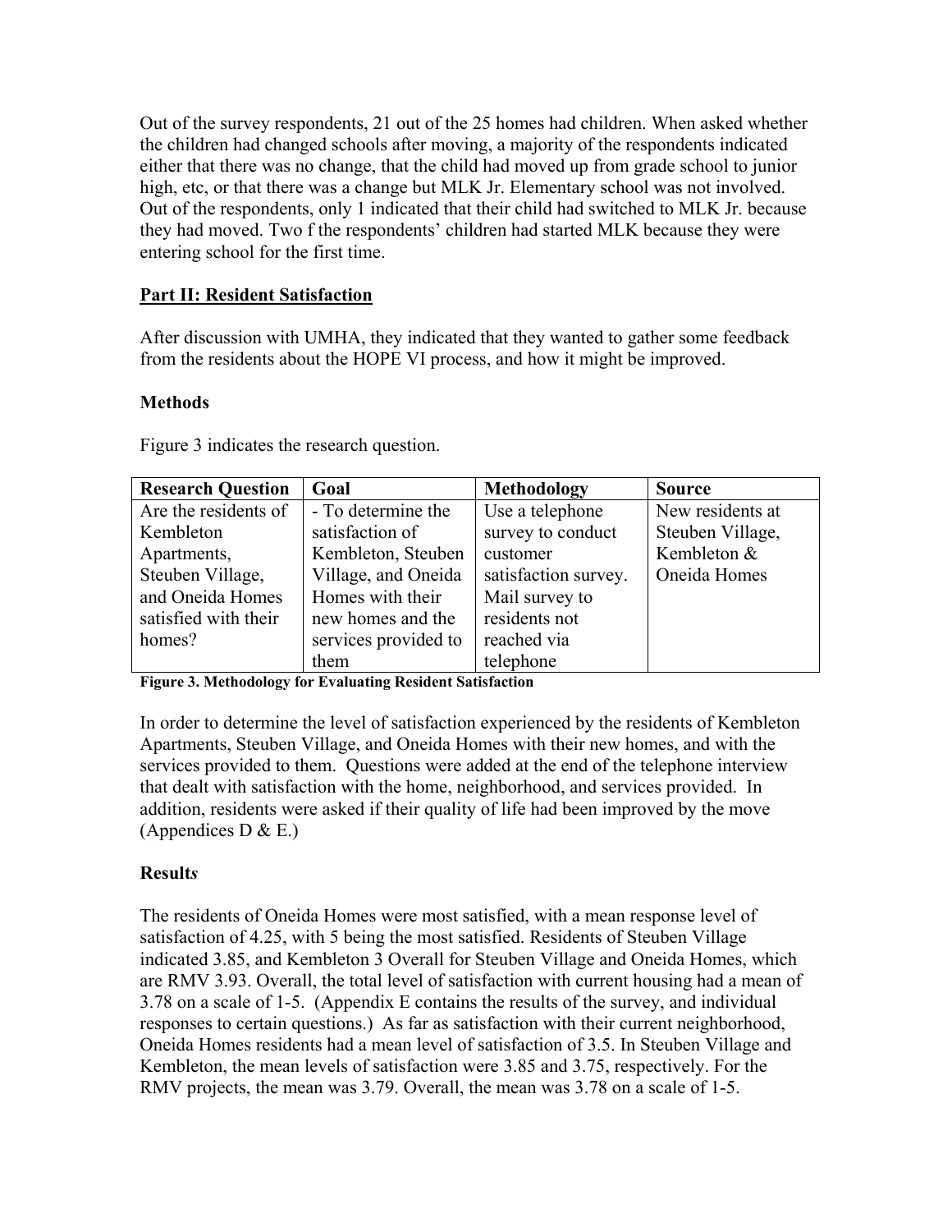Out of the survey respondents, 21 out of the 25 homes had children. When asked whether the children had changed schools after moving, a majority of the respondents indicated either that there was no change, that the child had moved up from grade school to junior high, etc, or that there was a change but MLK Jr. Elementary school was not involved. Out of the respondents, only 1 indicated that their child had switched to MLK Jr. because they had moved. Two f the respondents' children had started MLK because they were entering school for the first time.

## Part II: Resident Satisfaction

After discussion with UMHA, they indicated that they wanted to gather some feedback from the residents about the HOPE VI process, and how it might be improved.

### Methods

Figure 3 indicates the research question.

| Research Question | Goal | Methodology | Source |
|---|---|---|---|
| Are the residents of Kembleton Apartments, Steuben Village, and Oneida Homes satisfied with their homes? | - To determine the satisfaction of Kembleton, Steuben Village, and Oneida Homes with their new homes and the services provided to them | Use a telephone survey to conduct customer satisfaction survey. Mail survey to residents not reached via telephone | New residents at Steuben Village, Kembleton & Oneida Homes |

**Figure 3. Methodology for Evaluating Resident Satisfaction**

In order to determine the level of satisfaction experienced by the residents of Kembleton Apartments, Steuben Village, and Oneida Homes with their new homes, and with the services provided to them. Questions were added at the end of the telephone interview that dealt with satisfaction with the home, neighborhood, and services provided. In addition, residents were asked if their quality of life had been improved by the move (Appendices D & E.)

### Result*s*

The residents of Oneida Homes were most satisfied, with a mean response level of satisfaction of 4.25, with 5 being the most satisfied. Residents of Steuben Village indicated 3.85, and Kembleton 3 Overall for Steuben Village and Oneida Homes, which are RMV 3.93. Overall, the total level of satisfaction with current housing had a mean of 3.78 on a scale of 1-5. (Appendix E contains the results of the survey, and individual responses to certain questions.) As far as satisfaction with their current neighborhood, Oneida Homes residents had a mean level of satisfaction of 3.5. In Steuben Village and Kembleton, the mean levels of satisfaction were 3.85 and 3.75, respectively. For the RMV projects, the mean was 3.79. Overall, the mean was 3.78 on a scale of 1-5.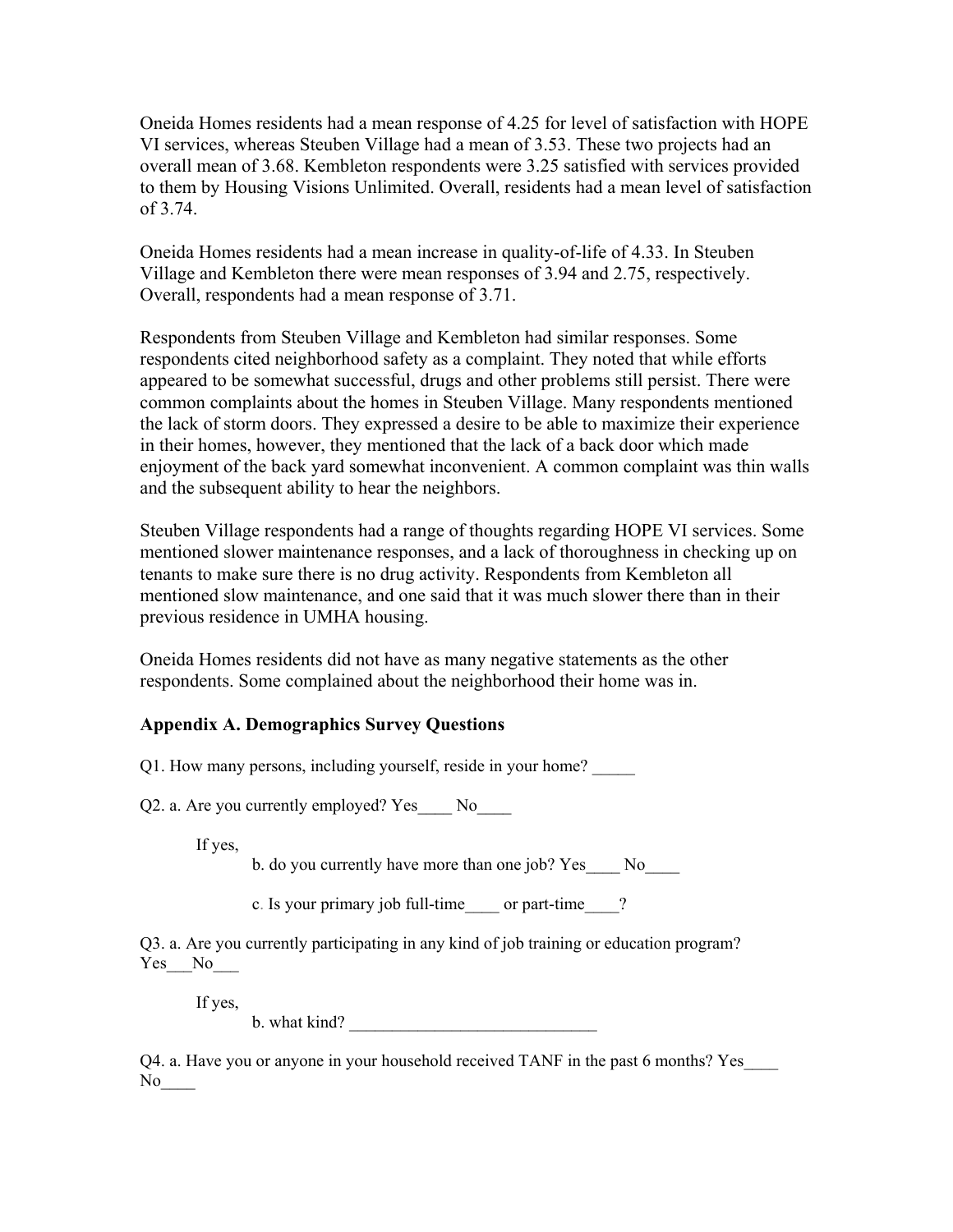Oneida Homes residents had a mean response of 4.25 for level of satisfaction with HOPE VI services, whereas Steuben Village had a mean of 3.53. These two projects had an overall mean of 3.68. Kembleton respondents were 3.25 satisfied with services provided to them by Housing Visions Unlimited. Overall, residents had a mean level of satisfaction of 3.74.

Oneida Homes residents had a mean increase in quality-of-life of 4.33. In Steuben Village and Kembleton there were mean responses of 3.94 and 2.75, respectively. Overall, respondents had a mean response of 3.71.

Respondents from Steuben Village and Kembleton had similar responses. Some respondents cited neighborhood safety as a complaint. They noted that while efforts appeared to be somewhat successful, drugs and other problems still persist. There were common complaints about the homes in Steuben Village. Many respondents mentioned the lack of storm doors. They expressed a desire to be able to maximize their experience in their homes, however, they mentioned that the lack of a back door which made enjoyment of the back yard somewhat inconvenient. A common complaint was thin walls and the subsequent ability to hear the neighbors.

Steuben Village respondents had a range of thoughts regarding HOPE VI services. Some mentioned slower maintenance responses, and a lack of thoroughness in checking up on tenants to make sure there is no drug activity. Respondents from Kembleton all mentioned slow maintenance, and one said that it was much slower there than in their previous residence in UMHA housing.

Oneida Homes residents did not have as many negative statements as the other respondents. Some complained about the neighborhood their home was in.

### Appendix A. Demographics Survey Questions

Q1. How many persons, including yourself, reside in your home? _____

Q2. a. Are you currently employed? Yes____ No____

If yes,

b. do you currently have more than one job? Yes____ No____

c. Is your primary job full-time____ or part-time____?

Q3. a. Are you currently participating in any kind of job training or education program? Yes___No___

If yes,

b. what kind? _____________________________

Q4. a. Have you or anyone in your household received TANF in the past 6 months? Yes____ No____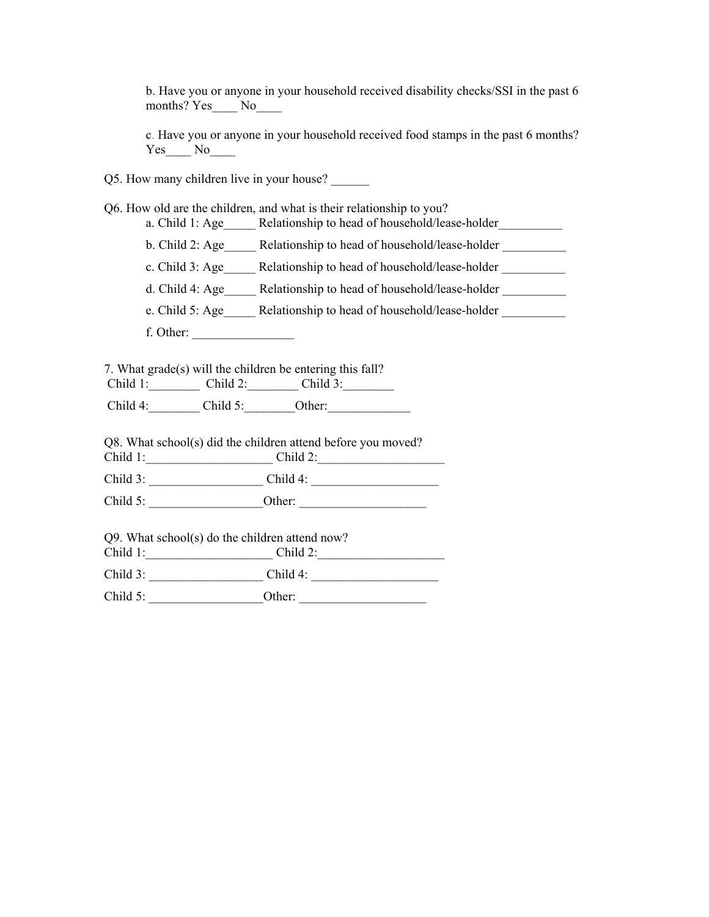b. Have you or anyone in your household received disability checks/SSI in the past 6 months? Yes____ No____

c. Have you or anyone in your household received food stamps in the past 6 months? Yes____ No____

Q5. How many children live in your house? ______

Q6. How old are the children, and what is their relationship to you?

a. Child 1: Age_____ Relationship to head of household/lease-holder__________

b. Child 2: Age_____ Relationship to head of household/lease-holder __________

c. Child 3: Age_____ Relationship to head of household/lease-holder __________

d. Child 4: Age_____ Relationship to head of household/lease-holder __________

e. Child 5: Age_____ Relationship to head of household/lease-holder __________

f. Other: ________________

7. What grade(s) will the children be entering this fall?

Child 1:________ Child 2:________ Child 3:________

Child 4:________ Child 5:________Other:_____________

Q8. What school(s) did the children attend before you moved?

Child 1:____________________ Child 2:____________________

Child 3: __________________ Child 4: ____________________

Child 5: __________________Other: ____________________

Q9. What school(s) do the children attend now?

Child 1:____________________ Child 2:____________________

Child 3: __________________ Child 4: ____________________

Child 5: __________________Other: ____________________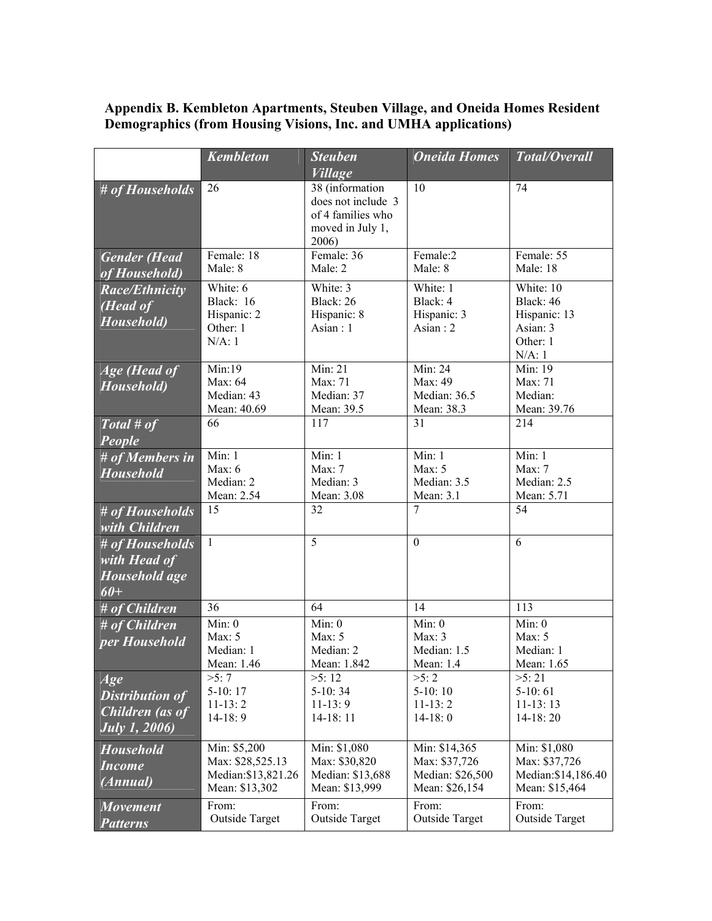**Appendix B. Kembleton Apartments, Steuben Village, and Oneida Homes Resident Demographics (from Housing Visions, Inc. and UMHA applications)**

| | *Kembleton* | *Steuben Village* | *Oneida Homes* | *Total/Overall* |
|---|---|---|---|---|
| ***# of Households*** | 26 | 38 (information does not include 3 of 4 families who moved in July 1, 2006) | 10 | 74 |
| ***Gender (Head of Household)*** | Female: 18<br>Male: 8 | Female: 36<br>Male: 2 | Female:2<br>Male: 8 | Female: 55<br>Male: 18 |
| ***Race/Ethnicity (Head of Household)*** | White: 6<br>Black: 16<br>Hispanic: 2<br>Other: 1<br>N/A: 1 | White: 3<br>Black: 26<br>Hispanic: 8<br>Asian : 1 | White: 1<br>Black: 4<br>Hispanic: 3<br>Asian : 2 | White: 10<br>Black: 46<br>Hispanic: 13<br>Asian: 3<br>Other: 1<br>N/A: 1 |
| ***Age (Head of Household)*** | Min:19<br>Max: 64<br>Median: 43<br>Mean: 40.69 | Min: 21<br>Max: 71<br>Median: 37<br>Mean: 39.5 | Min: 24<br>Max: 49<br>Median: 36.5<br>Mean: 38.3 | Min: 19<br>Max: 71<br>Median:<br>Mean: 39.76 |
| ***Total # of People*** | 66 | 117 | 31 | 214 |
| ***# of Members in Household*** | Min: 1<br>Max: 6<br>Median: 2<br>Mean: 2.54 | Min: 1<br>Max: 7<br>Median: 3<br>Mean: 3.08 | Min: 1<br>Max: 5<br>Median: 3.5<br>Mean: 3.1 | Min: 1<br>Max: 7<br>Median: 2.5<br>Mean: 5.71 |
| ***# of Households with Children*** | 15 | 32 | 7 | 54 |
| ***# of Households with Head of Household age 60+*** | 1 | 5 | 0 | 6 |
| ***# of Children*** | 36 | 64 | 14 | 113 |
| ***# of Children per Household*** | Min: 0<br>Max: 5<br>Median: 1<br>Mean: 1.46 | Min: 0<br>Max: 5<br>Median: 2<br>Mean: 1.842 | Min: 0<br>Max: 3<br>Median: 1.5<br>Mean: 1.4 | Min: 0<br>Max: 5<br>Median: 1<br>Mean: 1.65 |
| ***Age Distribution of Children (as of July 1, 2006)*** | >5: 7<br>5-10: 17<br>11-13: 2<br>14-18: 9 | >5: 12<br>5-10: 34<br>11-13: 9<br>14-18: 11 | >5: 2<br>5-10: 10<br>11-13: 2<br>14-18: 0 | >5: 21<br>5-10: 61<br>11-13: 13<br>14-18: 20 |
| ***Household Income (Annual)*** | Min: $5,200<br>Max: $28,525.13<br>Median:$13,821.26<br>Mean: $13,302 | Min: $1,080<br>Max: $30,820<br>Median: $13,688<br>Mean: $13,999 | Min: $14,365<br>Max: $37,726<br>Median: $26,500<br>Mean: $26,154 | Min: $1,080<br>Max: $37,726<br>Median:$14,186.40<br>Mean: $15,464 |
| ***Movement Patterns*** | From:<br>Outside Target | From:<br>Outside Target | From:<br>Outside Target | From:<br>Outside Target |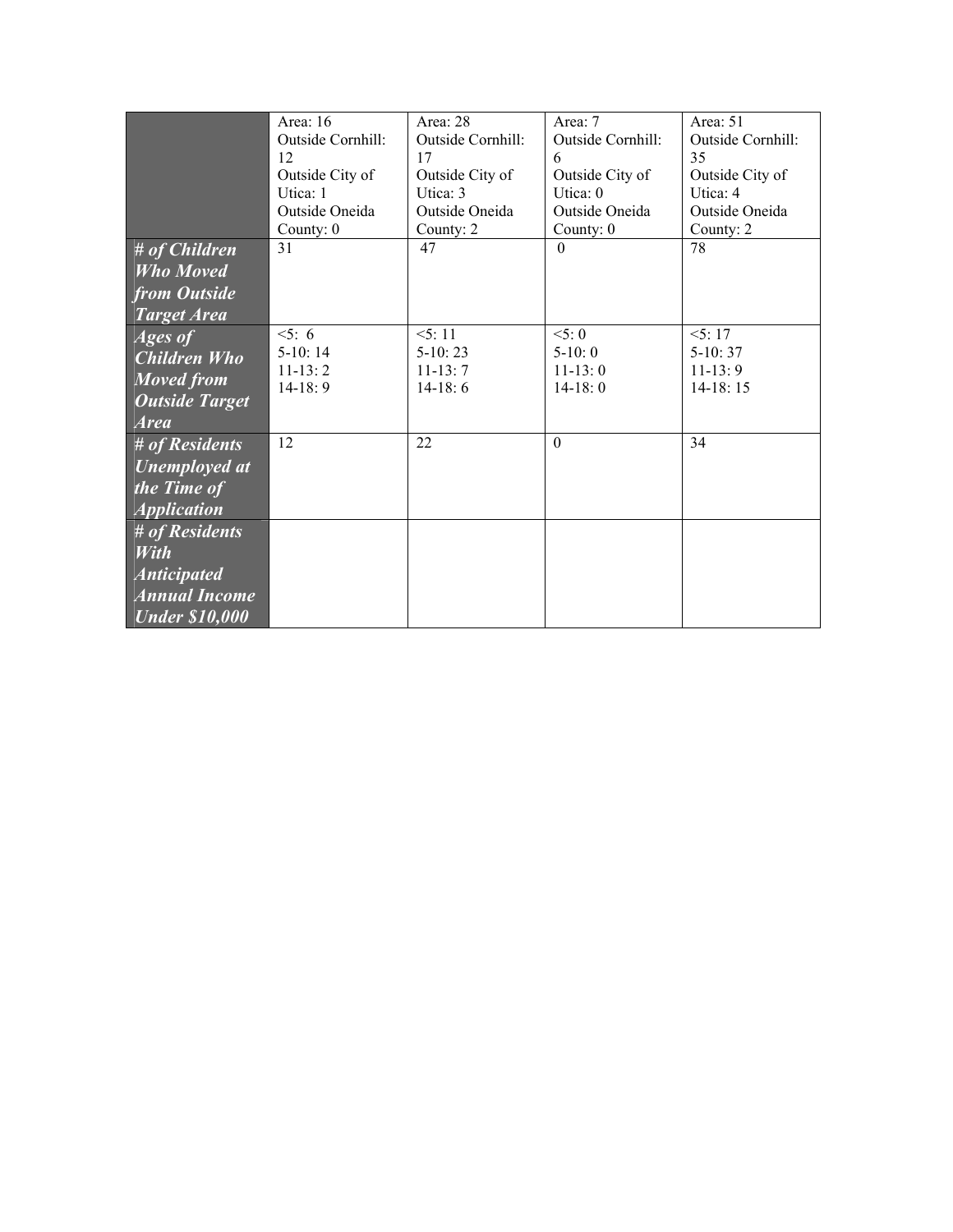| | Area: 16<br>Outside Cornhill: 12<br>Outside City of Utica: 1<br>Outside Oneida County: 0 | Area: 28<br>Outside Cornhill: 17<br>Outside City of Utica: 3<br>Outside Oneida County: 2 | Area: 7<br>Outside Cornhill: 6<br>Outside City of Utica: 0<br>Outside Oneida County: 0 | Area: 51<br>Outside Cornhill: 35<br>Outside City of Utica: 4<br>Outside Oneida County: 2 |
|---|---|---|---|---|
| ***# of Children Who Moved from Outside Target Area*** | 31 | 47 | 0 | 78 |
| ***Ages of Children Who Moved from Outside Target Area*** | <5: 6<br>5-10: 14<br>11-13: 2<br>14-18: 9 | <5: 11<br>5-10: 23<br>11-13: 7<br>14-18: 6 | <5: 0<br>5-10: 0<br>11-13: 0<br>14-18: 0 | <5: 17<br>5-10: 37<br>11-13: 9<br>14-18: 15 |
| ***# of Residents Unemployed at the Time of Application*** | 12 | 22 | 0 | 34 |
| ***# of Residents With Anticipated Annual Income Under $10,000*** | | | | |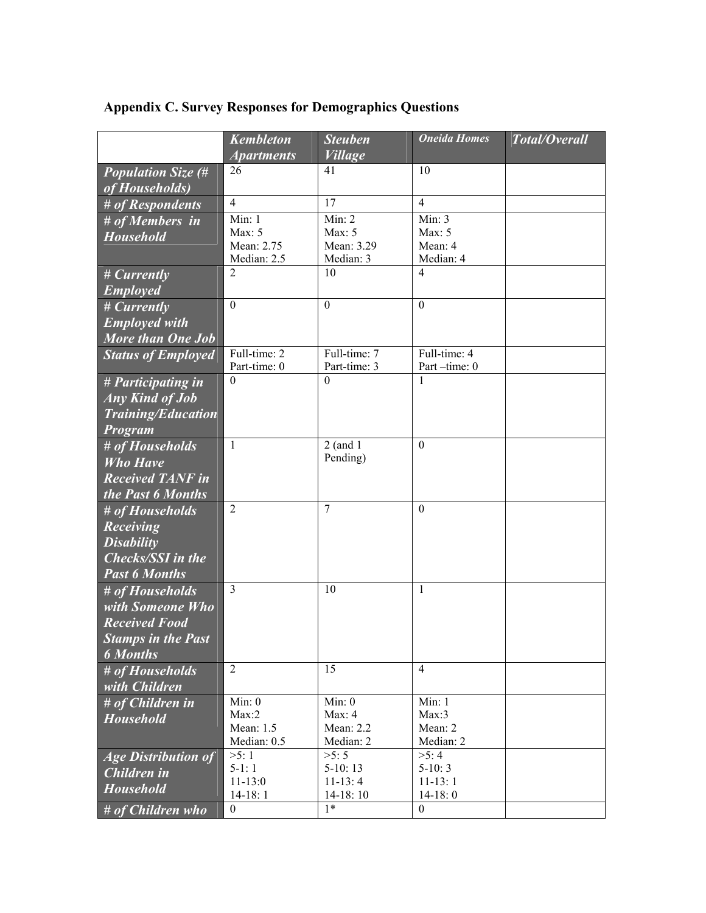## Appendix C. Survey Responses for Demographics Questions

| | *Kembleton Apartments* | *Steuben Village* | *Oneida Homes* | *Total/Overall* |
|---|---|---|---|---|
| ***Population Size (# of Households)*** | 26 | 41 | 10 | |
| ***# of Respondents*** | 4 | 17 | 4 | |
| ***# of Members in Household*** | Min: 1<br>Max: 5<br>Mean: 2.75<br>Median: 2.5 | Min: 2<br>Max: 5<br>Mean: 3.29<br>Median: 3 | Min: 3<br>Max: 5<br>Mean: 4<br>Median: 4 | |
| ***# Currently Employed*** | 2 | 10 | 4 | |
| ***# Currently Employed with More than One Job*** | 0 | 0 | 0 | |
| ***Status of Employed*** | Full-time: 2<br>Part-time: 0 | Full-time: 7<br>Part-time: 3 | Full-time: 4<br>Part –time: 0 | |
| ***# Participating in Any Kind of Job Training/Education Program*** | 0 | 0 | 1 | |
| ***# of Households Who Have Received TANF in the Past 6 Months*** | 1 | 2 (and 1 Pending) | 0 | |
| ***# of Households Receiving Disability Checks/SSI in the Past 6 Months*** | 2 | 7 | 0 | |
| ***# of Households with Someone Who Received Food Stamps in the Past 6 Months*** | 3 | 10 | 1 | |
| ***# of Households with Children*** | 2 | 15 | 4 | |
| ***# of Children in Household*** | Min: 0<br>Max:2<br>Mean: 1.5<br>Median: 0.5 | Min: 0<br>Max: 4<br>Mean: 2.2<br>Median: 2 | Min: 1<br>Max:3<br>Mean: 2<br>Median: 2 | |
| ***Age Distribution of Children in Household*** | >5: 1<br>5-1: 1<br>11-13:0<br>14-18: 1 | >5: 5<br>5-10: 13<br>11-13: 4<br>14-18: 10 | >5: 4<br>5-10: 3<br>11-13: 1<br>14-18: 0 | |
| ***# of Children who*** | 0 | 1* | 0 | |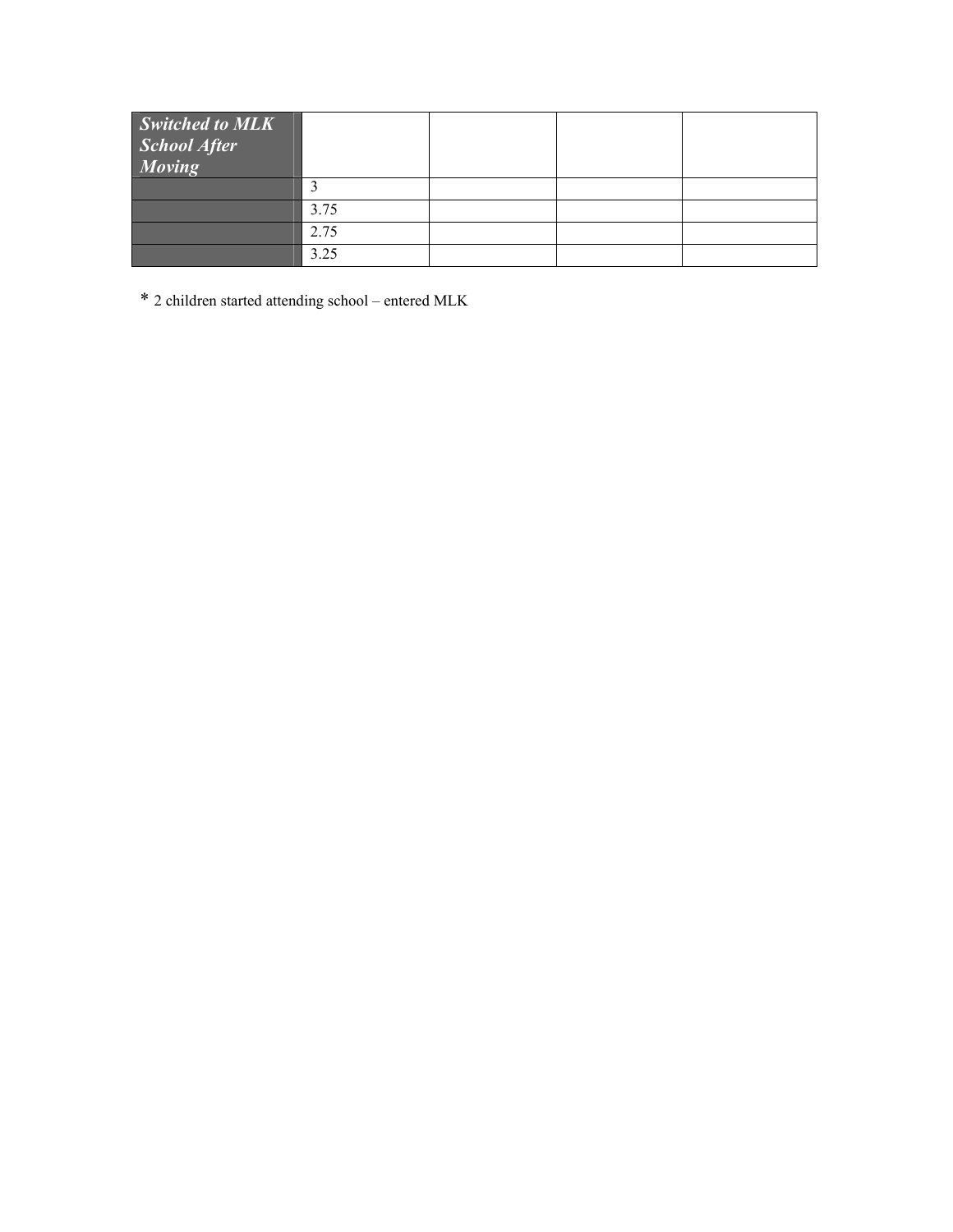| ***Switched to MLK School After Moving*** | | | | |
|---|---|---|---|---|
| | 3 | | | |
| | 3.75 | | | |
| | 2.75 | | | |
| | 3.25 | | | |

* 2 children started attending school – entered MLK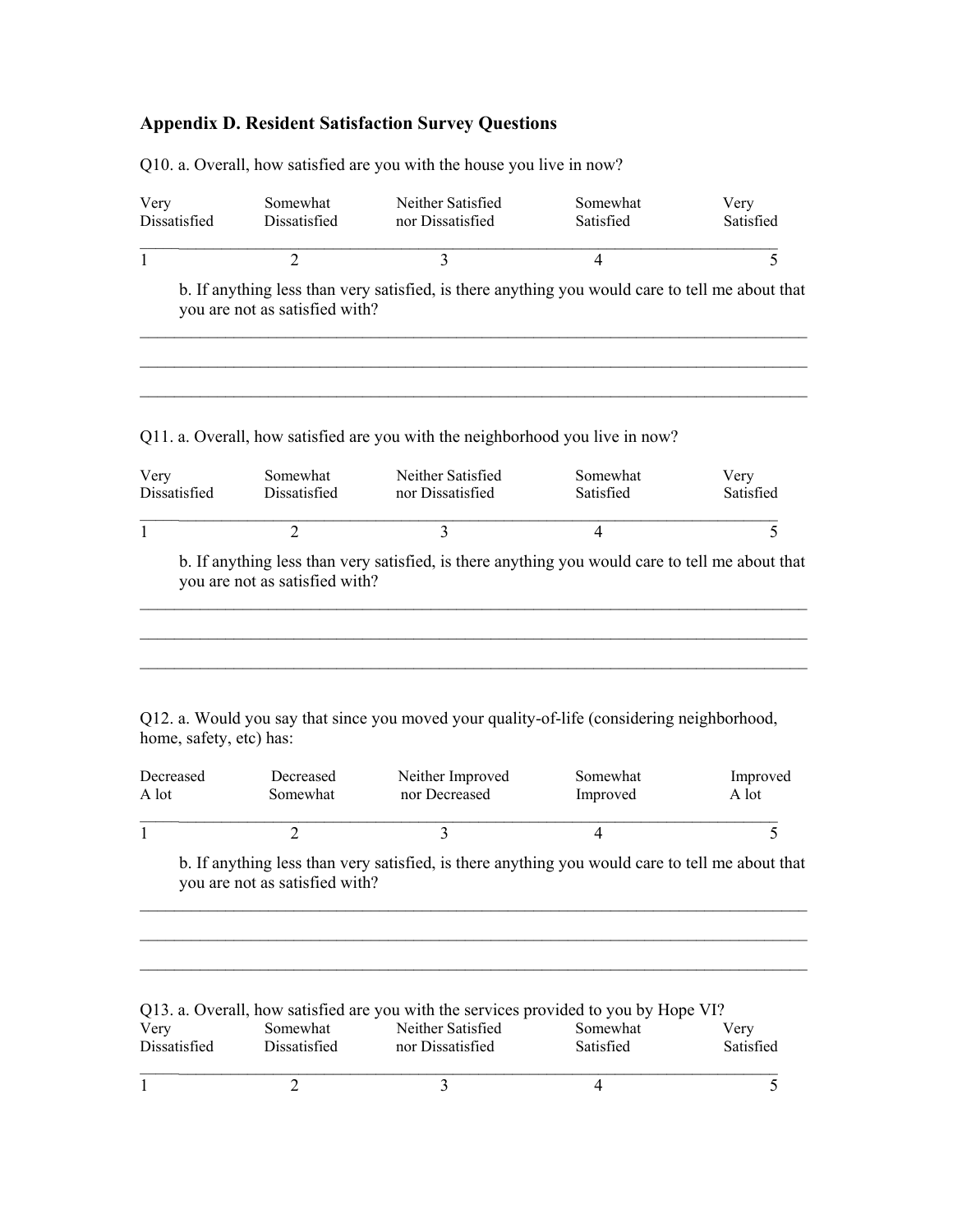## Appendix D. Resident Satisfaction Survey Questions

Q10. a. Overall, how satisfied are you with the house you live in now?

| Very Dissatisfied | Somewhat Dissatisfied | Neither Satisfied nor Dissatisfied | Somewhat Satisfied | Very Satisfied |
|---|---|---|---|---|
| 1 | 2 | 3 | 4 | 5 |

b. If anything less than very satisfied, is there anything you would care to tell me about that you are not as satisfied with?

_______________________________________________________________________________

_______________________________________________________________________________

_______________________________________________________________________________

Q11. a. Overall, how satisfied are you with the neighborhood you live in now?

| Very Dissatisfied | Somewhat Dissatisfied | Neither Satisfied nor Dissatisfied | Somewhat Satisfied | Very Satisfied |
|---|---|---|---|---|
| 1 | 2 | 3 | 4 | 5 |

b. If anything less than very satisfied, is there anything you would care to tell me about that you are not as satisfied with?

_______________________________________________________________________________

_______________________________________________________________________________

_______________________________________________________________________________

Q12. a. Would you say that since you moved your quality-of-life (considering neighborhood, home, safety, etc) has:

| Decreased A lot | Decreased Somewhat | Neither Improved nor Decreased | Somewhat Improved | Improved A lot |
|---|---|---|---|---|
| 1 | 2 | 3 | 4 | 5 |

b. If anything less than very satisfied, is there anything you would care to tell me about that you are not as satisfied with?

_______________________________________________________________________________

_______________________________________________________________________________

_______________________________________________________________________________

Q13. a. Overall, how satisfied are you with the services provided to you by Hope VI?

| Very Dissatisfied | Somewhat Dissatisfied | Neither Satisfied nor Dissatisfied | Somewhat Satisfied | Very Satisfied |
|---|---|---|---|---|
| 1 | 2 | 3 | 4 | 5 |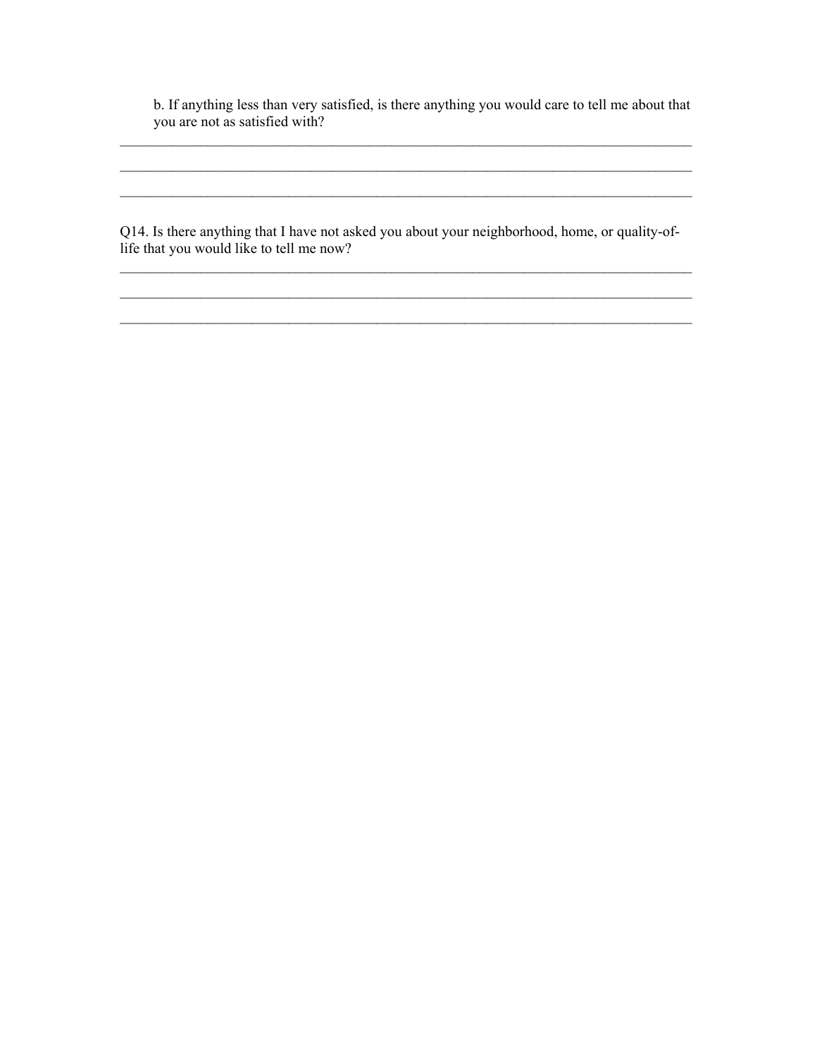b. If anything less than very satisfied, is there anything you would care to tell me about that you are not as satisfied with?

_______________________________________________________________________________

_______________________________________________________________________________

_______________________________________________________________________________

Q14. Is there anything that I have not asked you about your neighborhood, home, or quality-of-life that you would like to tell me now?

_______________________________________________________________________________

_______________________________________________________________________________

_______________________________________________________________________________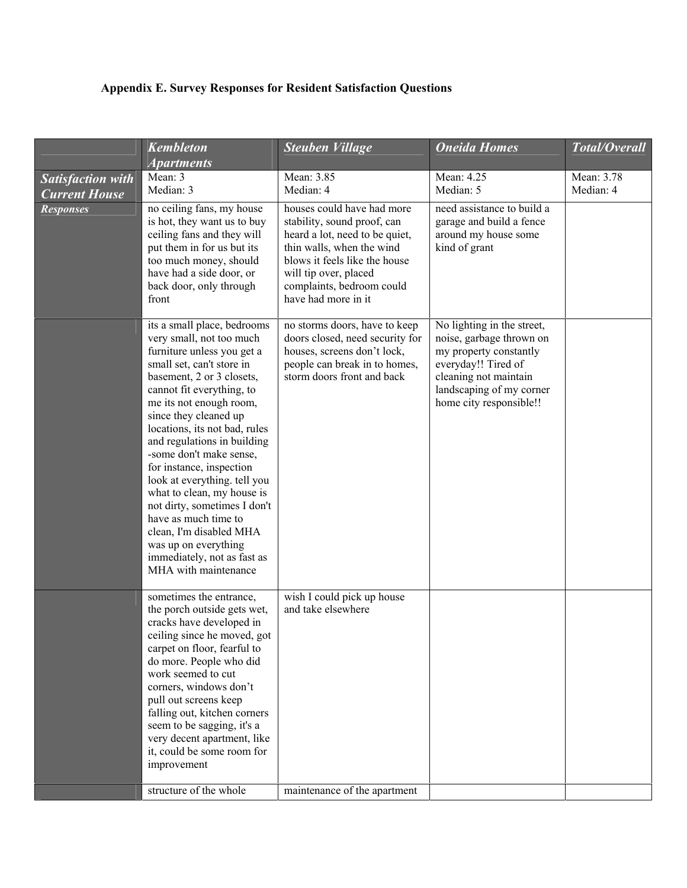### Appendix E. Survey Responses for Resident Satisfaction Questions

| | *Kembleton Apartments* | *Steuben Village* | *Oneida Homes* | *Total/Overall* |
|---|---|---|---|---|
| ***Satisfaction with Current House*** | Mean: 3<br>Median: 3 | Mean: 3.85<br>Median: 4 | Mean: 4.25<br>Median: 5 | Mean: 3.78<br>Median: 4 |
| ***Responses*** | no ceiling fans, my house is hot, they want us to buy ceiling fans and they will put them in for us but its too much money, should have had a side door, or back door, only through front | houses could have had more stability, sound proof, can heard a lot, need to be quiet, thin walls, when the wind blows it feels like the house will tip over, placed complaints, bedroom could have had more in it | need assistance to build a garage and build a fence around my house some kind of grant | |
| | its a small place, bedrooms very small, not too much furniture unless you get a small set, can't store in basement, 2 or 3 closets, cannot fit everything, to me its not enough room, since they cleaned up locations, its not bad, rules and regulations in building -some don't make sense, for instance, inspection look at everything. tell you what to clean, my house is not dirty, sometimes I don't have as much time to clean, I'm disabled MHA was up on everything immediately, not as fast as MHA with maintenance | no storms doors, have to keep doors closed, need security for houses, screens don't lock, people can break in to homes, storm doors front and back | No lighting in the street, noise, garbage thrown on my property constantly everyday!! Tired of cleaning not maintain landscaping of my corner home city responsible!! | |
| | sometimes the entrance, the porch outside gets wet, cracks have developed in ceiling since he moved, got carpet on floor, fearful to do more. People who did work seemed to cut corners, windows don't pull out screens keep falling out, kitchen corners seem to be sagging, it's a very decent apartment, like it, could be some room for improvement | wish I could pick up house and take elsewhere | | |
| | structure of the whole | maintenance of the apartment | | |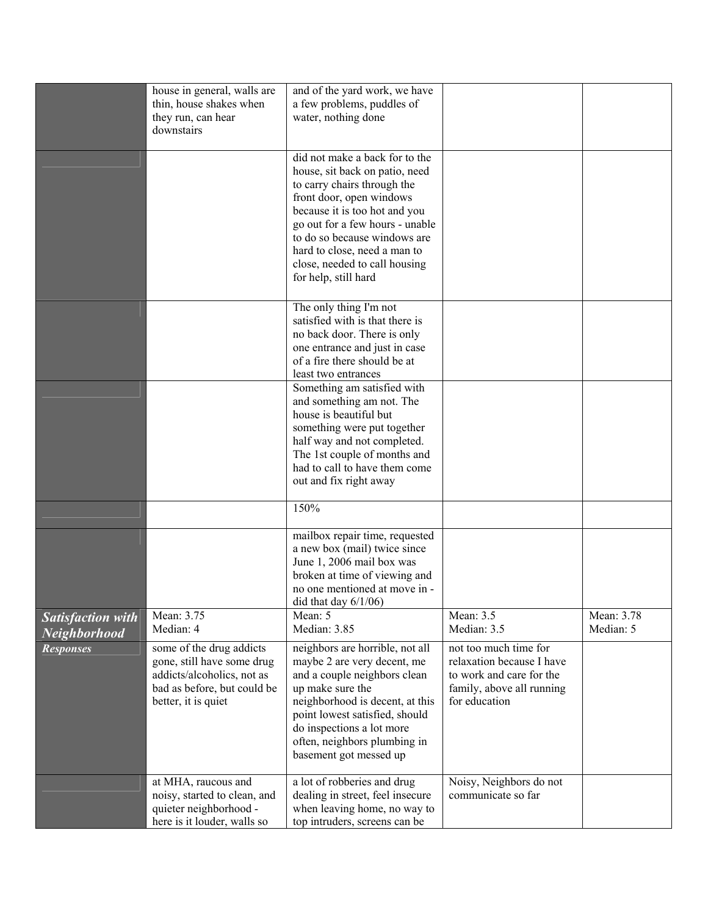| | | | | |
|---|---|---|---|---|
| | house in general, walls are thin, house shakes when they run, can hear downstairs | and of the yard work, we have a few problems, puddles of water, nothing done | | |
| | | did not make a back for to the house, sit back on patio, need to carry chairs through the front door, open windows because it is too hot and you go out for a few hours - unable to do so because windows are hard to close, need a man to close, needed to call housing for help, still hard | | |
| | | The only thing I'm not satisfied with is that there is no back door. There is only one entrance and just in case of a fire there should be at least two entrances | | |
| | | Something am satisfied with and something am not. The house is beautiful but something were put together half way and not completed. The 1st couple of months and had to call to have them come out and fix right away | | |
| | | 150% | | |
| | | mailbox repair time, requested a new box (mail) twice since June 1, 2006 mail box was broken at time of viewing and no one mentioned at move in - did that day 6/1/06) | | |
| ***Satisfaction with Neighborhood*** | Mean: 3.75<br>Median: 4 | Mean: 5<br>Median: 3.85 | Mean: 3.5<br>Median: 3.5 | Mean: 3.78<br>Median: 5 |
| ***Responses*** | some of the drug addicts gone, still have some drug addicts/alcoholics, not as bad as before, but could be better, it is quiet | neighbors are horrible, not all maybe 2 are very decent, me and a couple neighbors clean up make sure the neighborhood is decent, at this point lowest satisfied, should do inspections a lot more often, neighbors plumbing in basement got messed up | not too much time for relaxation because I have to work and care for the family, above all running for education | |
| | at MHA, raucous and noisy, started to clean, and quieter neighborhood - here is it louder, walls so | a lot of robberies and drug dealing in street, feel insecure when leaving home, no way to top intruders, screens can be | Noisy, Neighbors do not communicate so far | |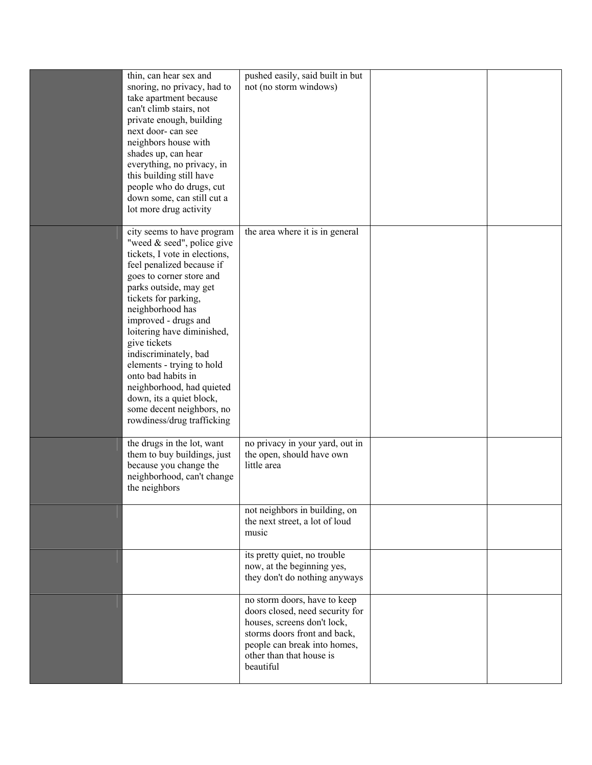|  |  |  |  |  |
|---|---|---|---|---|
|  | thin, can hear sex and snoring, no privacy, had to take apartment because can't climb stairs, not private enough, building next door- can see neighbors house with shades up, can hear everything, no privacy, in this building still have people who do drugs, cut down some, can still cut a lot more drug activity | pushed easily, said built in but not (no storm windows) |  |  |
|  | city seems to have program "weed & seed", police give tickets, I vote in elections, feel penalized because if goes to corner store and parks outside, may get tickets for parking, neighborhood has improved - drugs and loitering have diminished, give tickets indiscriminately, bad elements - trying to hold onto bad habits in neighborhood, had quieted down, its a quiet block, some decent neighbors, no rowdiness/drug trafficking | the area where it is in general |  |  |
|  | the drugs in the lot, want them to buy buildings, just because you change the neighborhood, can't change the neighbors | no privacy in your yard, out in the open, should have own little area |  |  |
|  |  | not neighbors in building, on the next street, a lot of loud music |  |  |
|  |  | its pretty quiet, no trouble now, at the beginning yes, they don't do nothing anyways |  |  |
|  |  | no storm doors, have to keep doors closed, need security for houses, screens don't lock, storms doors front and back, people can break into homes, other than that house is beautiful |  |  |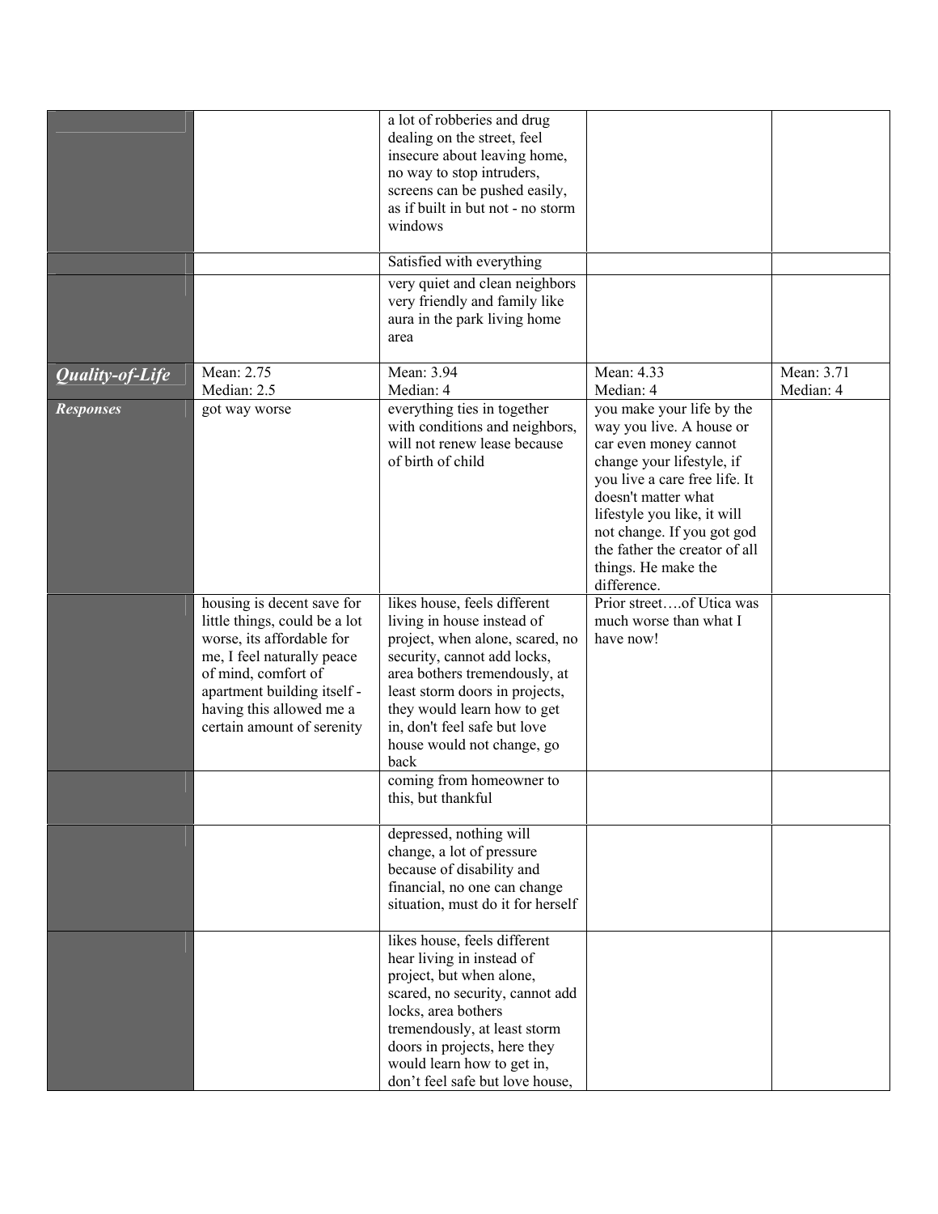| | | | | |
|---|---|---|---|---|
| | | a lot of robberies and drug dealing on the street, feel insecure about leaving home, no way to stop intruders, screens can be pushed easily, as if built in but not - no storm windows | | |
| | | Satisfied with everything | | |
| | | very quiet and clean neighbors very friendly and family like aura in the park living home area | | |
| ***Quality-of-Life*** | Mean: 2.75<br>Median: 2.5 | Mean: 3.94<br>Median: 4 | Mean: 4.33<br>Median: 4 | Mean: 3.71<br>Median: 4 |
| ***Responses*** | got way worse | everything ties in together with conditions and neighbors, will not renew lease because of birth of child | you make your life by the way you live. A house or car even money cannot change your lifestyle, if you live a care free life. It doesn't matter what lifestyle you like, it will not change. If you got god the father the creator of all things. He make the difference. | |
| | housing is decent save for little things, could be a lot worse, its affordable for me, I feel naturally peace of mind, comfort of apartment building itself - having this allowed me a certain amount of serenity | likes house, feels different living in house instead of project, when alone, scared, no security, cannot add locks, area bothers tremendously, at least storm doors in projects, they would learn how to get in, don't feel safe but love house would not change, go back | Prior street….of Utica was much worse than what I have now! | |
| | | coming from homeowner to this, but thankful | | |
| | | depressed, nothing will change, a lot of pressure because of disability and financial, no one can change situation, must do it for herself | | |
| | | likes house, feels different hear living in instead of project, but when alone, scared, no security, cannot add locks, area bothers tremendously, at least storm doors in projects, here they would learn how to get in, don't feel safe but love house, | | |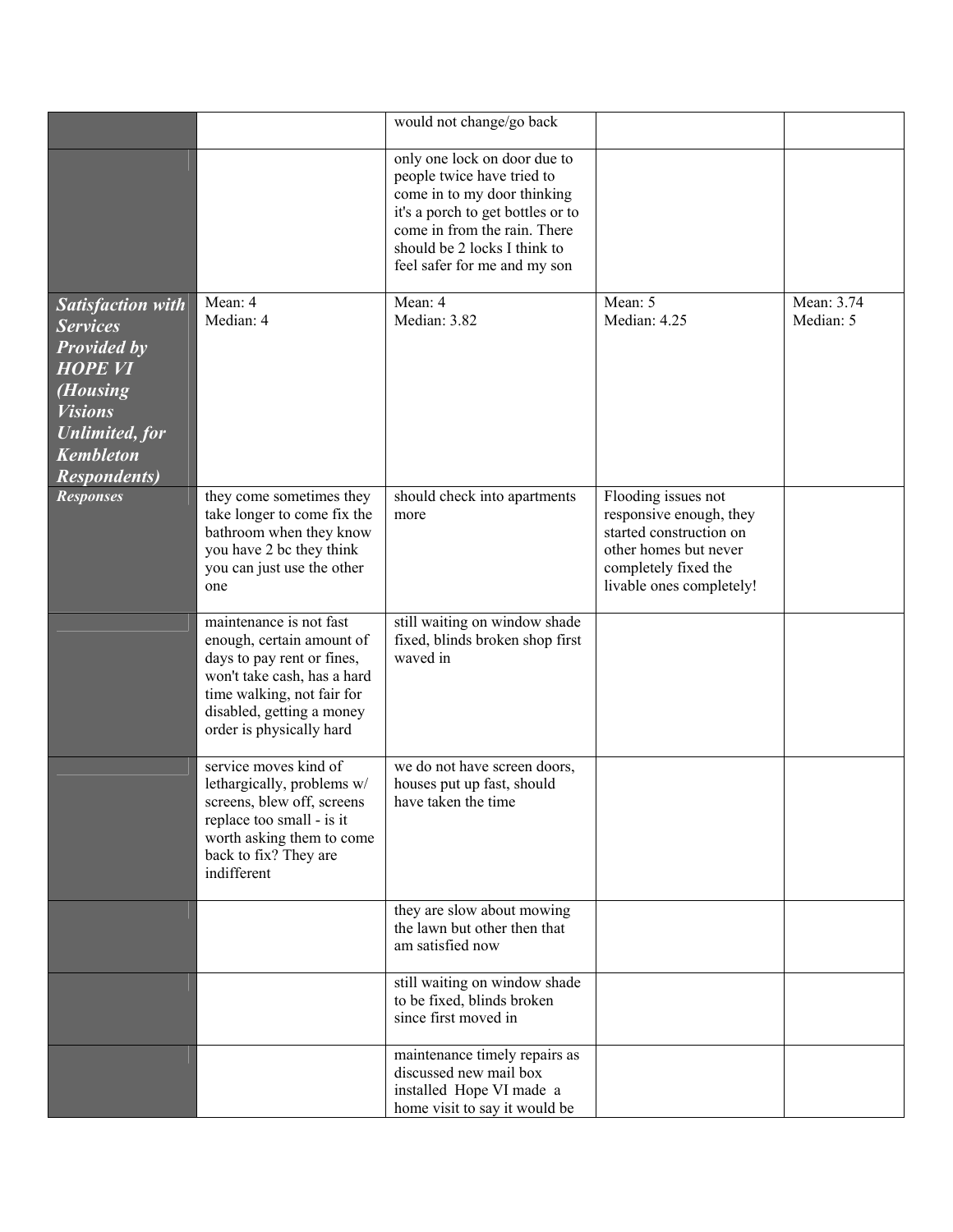| | | | | |
|---|---|---|---|---|
| | | would not change/go back | | |
| | | only one lock on door due to people twice have tried to come in to my door thinking it's a porch to get bottles or to come in from the rain. There should be 2 locks I think to feel safer for me and my son | | |
| ***Satisfaction with Services Provided by HOPE VI (Housing Visions Unlimited, for Kembleton Respondents)*** | Mean: 4<br>Median: 4 | Mean: 4<br>Median: 3.82 | Mean: 5<br>Median: 4.25 | Mean: 3.74<br>Median: 5 |
| ***Responses*** | they come sometimes they take longer to come fix the bathroom when they know you have 2 bc they think you can just use the other one | should check into apartments more | Flooding issues not responsive enough, they started construction on other homes but never completely fixed the livable ones completely! | |
| | maintenance is not fast enough, certain amount of days to pay rent or fines, won't take cash, has a hard time walking, not fair for disabled, getting a money order is physically hard | still waiting on window shade fixed, blinds broken shop first waved in | | |
| | service moves kind of lethargically, problems w/ screens, blew off, screens replace too small - is it worth asking them to come back to fix? They are indifferent | we do not have screen doors, houses put up fast, should have taken the time | | |
| | | they are slow about mowing the lawn but other then that am satisfied now | | |
| | | still waiting on window shade to be fixed, blinds broken since first moved in | | |
| | | maintenance timely repairs as discussed new mail box installed Hope VI made a home visit to say it would be | | |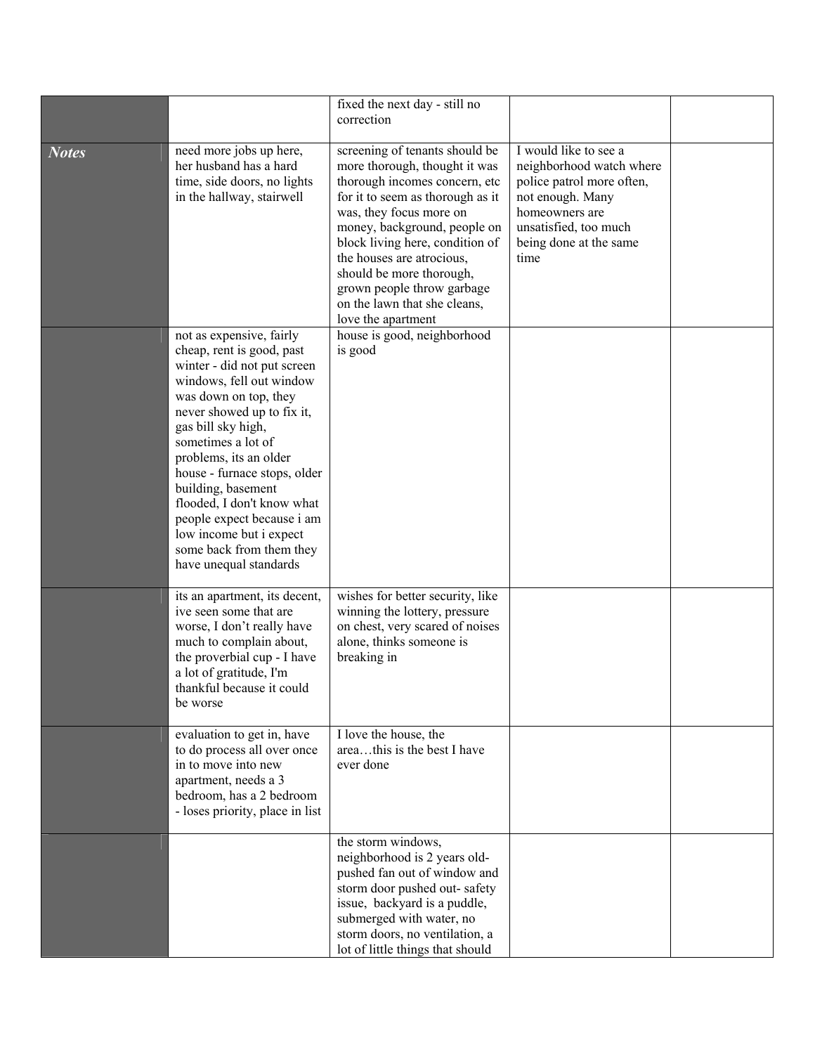| | | | | |
|---|---|---|---|---|
| | | fixed the next day - still no correction | | |
| ***Notes*** | need more jobs up here, her husband has a hard time, side doors, no lights in the hallway, stairwell | screening of tenants should be more thorough, thought it was thorough incomes concern, etc for it to seem as thorough as it was, they focus more on money, background, people on block living here, condition of the houses are atrocious, should be more thorough, grown people throw garbage on the lawn that she cleans, love the apartment | I would like to see a neighborhood watch where police patrol more often, not enough. Many homeowners are unsatisfied, too much being done at the same time | |
| | not as expensive, fairly cheap, rent is good, past winter - did not put screen windows, fell out window was down on top, they never showed up to fix it, gas bill sky high, sometimes a lot of problems, its an older house - furnace stops, older building, basement flooded, I don't know what people expect because i am low income but i expect some back from them they have unequal standards | house is good, neighborhood is good | | |
| | its an apartment, its decent, ive seen some that are worse, I don't really have much to complain about, the proverbial cup - I have a lot of gratitude, I'm thankful because it could be worse | wishes for better security, like winning the lottery, pressure on chest, very scared of noises alone, thinks someone is breaking in | | |
| | evaluation to get in, have to do process all over once in to move into new apartment, needs a 3 bedroom, has a 2 bedroom - loses priority, place in list | I love the house, the area…this is the best I have ever done | | |
| | | the storm windows, neighborhood is 2 years old-pushed fan out of window and storm door pushed out- safety issue, backyard is a puddle, submerged with water, no storm doors, no ventilation, a lot of little things that should | | |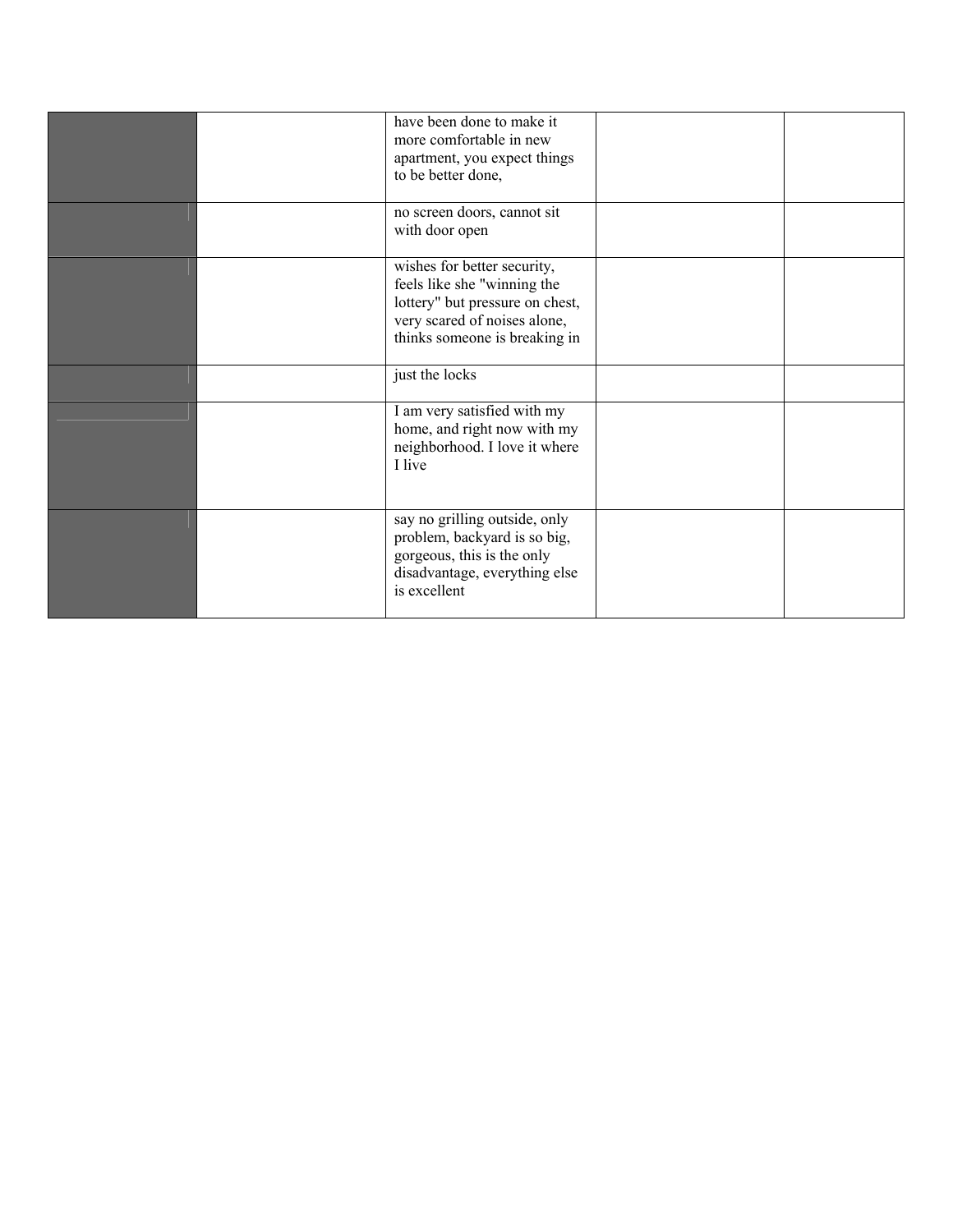| | | | | |
|---|---|---|---|---|
| | | have been done to make it more comfortable in new apartment, you expect things to be better done, | | |
| | | no screen doors, cannot sit with door open | | |
| | | wishes for better security, feels like she "winning the lottery" but pressure on chest, very scared of noises alone, thinks someone is breaking in | | |
| | | just the locks | | |
| | | I am very satisfied with my home, and right now with my neighborhood. I love it where I live | | |
| | | say no grilling outside, only problem, backyard is so big, gorgeous, this is the only disadvantage, everything else is excellent | | |